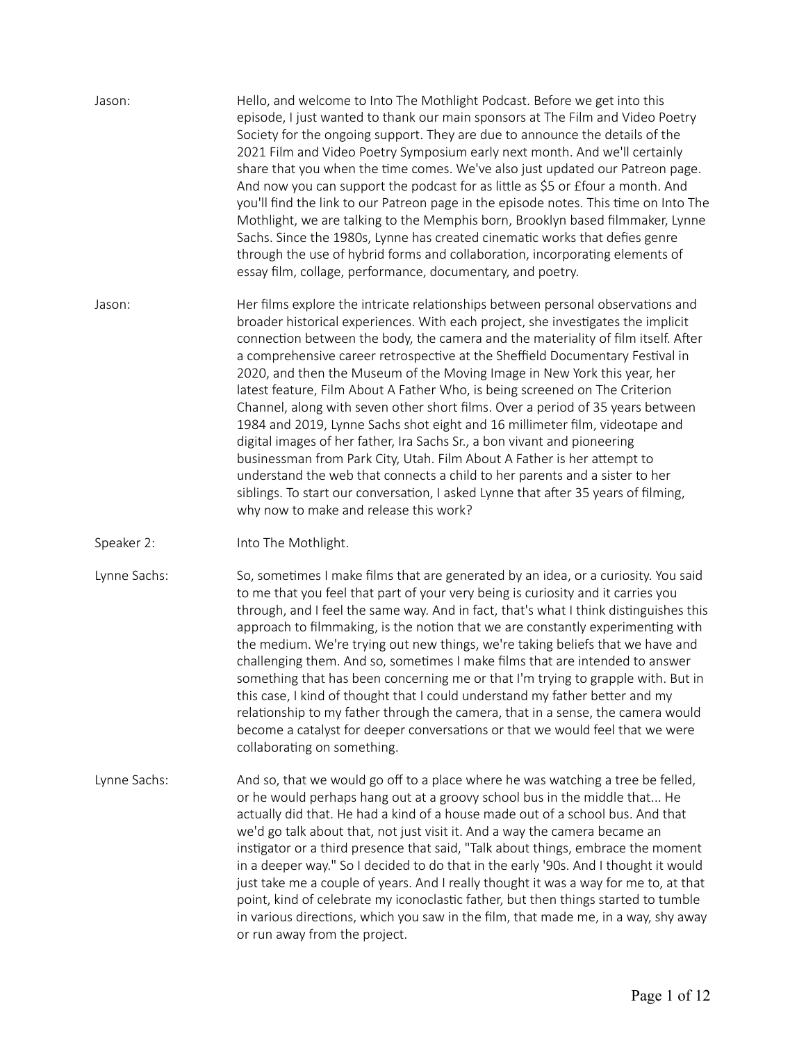Jason: Hello, and welcome to Into The Mothlight Podcast. Before we get into this episode, I just wanted to thank our main sponsors at The Film and Video Poetry Society for the ongoing support. They are due to announce the details of the 2021 Film and Video Poetry Symposium early next month. And we'll certainly share that you when the time comes. We've also just updated our Patreon page. And now you can support the podcast for as little as $5 or £four a month. And you'll find the link to our Patreon page in the episode notes. This time on Into The Mothlight, we are talking to the Memphis born, Brooklyn based filmmaker, Lynne Sachs. Since the 1980s, Lynne has created cinematic works that defies genre through the use of hybrid forms and collaboration, incorporating elements of essay film, collage, performance, documentary, and poetry.

Jason: Her films explore the intricate relationships between personal observations and broader historical experiences. With each project, she investigates the implicit connection between the body, the camera and the materiality of film itself. After a comprehensive career retrospective at the Sheffield Documentary Festival in 2020, and then the Museum of the Moving Image in New York this year, her latest feature, Film About A Father Who, is being screened on The Criterion Channel, along with seven other short films. Over a period of 35 years between 1984 and 2019, Lynne Sachs shot eight and 16 millimeter film, videotape and digital images of her father, Ira Sachs Sr., a bon vivant and pioneering businessman from Park City, Utah. Film About A Father is her attempt to understand the web that connects a child to her parents and a sister to her siblings. To start our conversation, I asked Lynne that after 35 years of filming, why now to make and release this work?

Speaker 2: Into The Mothlight.

Lynne Sachs: So, sometimes I make films that are generated by an idea, or a curiosity. You said to me that you feel that part of your very being is curiosity and it carries you through, and I feel the same way. And in fact, that's what I think distinguishes this approach to filmmaking, is the notion that we are constantly experimenting with the medium. We're trying out new things, we're taking beliefs that we have and challenging them. And so, sometimes I make films that are intended to answer something that has been concerning me or that I'm trying to grapple with. But in this case, I kind of thought that I could understand my father better and my relationship to my father through the camera, that in a sense, the camera would become a catalyst for deeper conversations or that we would feel that we were collaborating on something.

Lynne Sachs: And so, that we would go off to a place where he was watching a tree be felled, or he would perhaps hang out at a groovy school bus in the middle that... He actually did that. He had a kind of a house made out of a school bus. And that we'd go talk about that, not just visit it. And a way the camera became an instigator or a third presence that said, "Talk about things, embrace the moment in a deeper way." So I decided to do that in the early '90s. And I thought it would just take me a couple of years. And I really thought it was a way for me to, at that point, kind of celebrate my iconoclastic father, but then things started to tumble in various directions, which you saw in the film, that made me, in a way, shy away or run away from the project.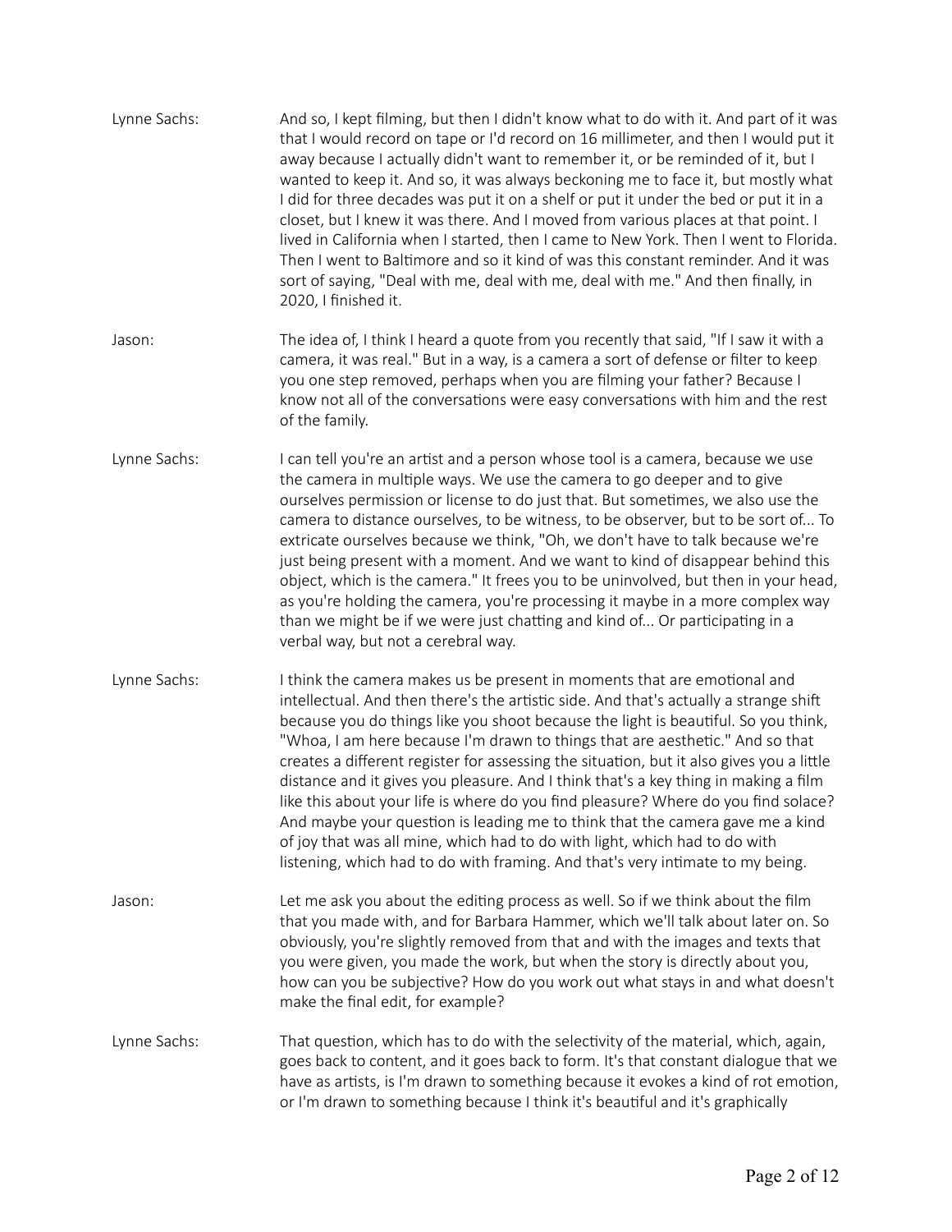Lynne Sachs: And so, I kept filming, but then I didn't know what to do with it. And part of it was that I would record on tape or I'd record on 16 millimeter, and then I would put it away because I actually didn't want to remember it, or be reminded of it, but I wanted to keep it. And so, it was always beckoning me to face it, but mostly what I did for three decades was put it on a shelf or put it under the bed or put it in a closet, but I knew it was there. And I moved from various places at that point. I lived in California when I started, then I came to New York. Then I went to Florida. Then I went to Baltimore and so it kind of was this constant reminder. And it was sort of saying, "Deal with me, deal with me, deal with me." And then finally, in 2020, I finished it.

Jason: The idea of, I think I heard a quote from you recently that said, "If I saw it with a camera, it was real." But in a way, is a camera a sort of defense or filter to keep you one step removed, perhaps when you are filming your father? Because I know not all of the conversations were easy conversations with him and the rest of the family.

Lynne Sachs: I can tell you're an artist and a person whose tool is a camera, because we use the camera in multiple ways. We use the camera to go deeper and to give ourselves permission or license to do just that. But sometimes, we also use the camera to distance ourselves, to be witness, to be observer, but to be sort of... To extricate ourselves because we think, "Oh, we don't have to talk because we're just being present with a moment. And we want to kind of disappear behind this object, which is the camera." It frees you to be uninvolved, but then in your head, as you're holding the camera, you're processing it maybe in a more complex way than we might be if we were just chatting and kind of... Or participating in a verbal way, but not a cerebral way.

Lynne Sachs: I think the camera makes us be present in moments that are emotional and intellectual. And then there's the artistic side. And that's actually a strange shift because you do things like you shoot because the light is beautiful. So you think, "Whoa, I am here because I'm drawn to things that are aesthetic." And so that creates a different register for assessing the situation, but it also gives you a little distance and it gives you pleasure. And I think that's a key thing in making a film like this about your life is where do you find pleasure? Where do you find solace? And maybe your question is leading me to think that the camera gave me a kind of joy that was all mine, which had to do with light, which had to do with listening, which had to do with framing. And that's very intimate to my being.

Jason: Let me ask you about the editing process as well. So if we think about the film that you made with, and for Barbara Hammer, which we'll talk about later on. So obviously, you're slightly removed from that and with the images and texts that you were given, you made the work, but when the story is directly about you, how can you be subjective? How do you work out what stays in and what doesn't make the final edit, for example?

Lynne Sachs: That question, which has to do with the selectivity of the material, which, again, goes back to content, and it goes back to form. It's that constant dialogue that we have as artists, is I'm drawn to something because it evokes a kind of rot emotion, or I'm drawn to something because I think it's beautiful and it's graphically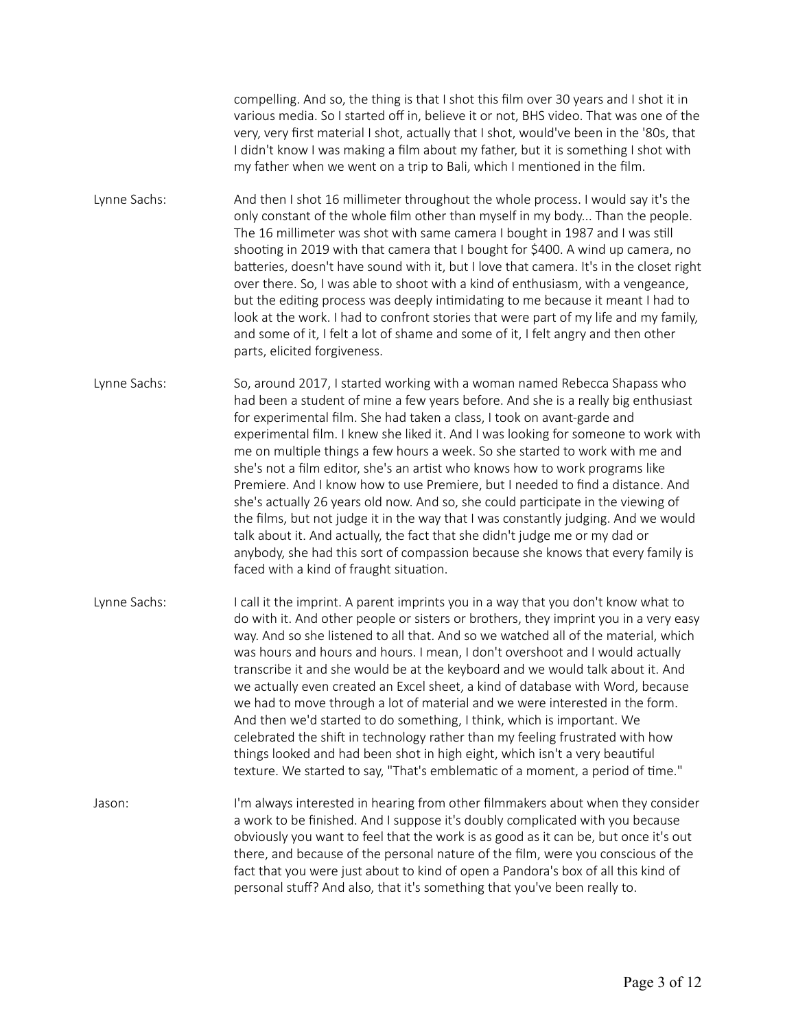compelling. And so, the thing is that I shot this film over 30 years and I shot it in various media. So I started off in, believe it or not, BHS video. That was one of the very, very first material I shot, actually that I shot, would've been in the '80s, that I didn't know I was making a film about my father, but it is something I shot with my father when we went on a trip to Bali, which I mentioned in the film.

**Lynne Sachs:** And then I shot 16 millimeter throughout the whole process. I would say it's the only constant of the whole film other than myself in my body... Than the people. The 16 millimeter was shot with same camera I bought in 1987 and I was still shooting in 2019 with that camera that I bought for $400. A wind up camera, no batteries, doesn't have sound with it, but I love that camera. It's in the closet right over there. So, I was able to shoot with a kind of enthusiasm, with a vengeance, but the editing process was deeply intimidating to me because it meant I had to look at the work. I had to confront stories that were part of my life and my family, and some of it, I felt a lot of shame and some of it, I felt angry and then other parts, elicited forgiveness.

**Lynne Sachs:** So, around 2017, I started working with a woman named Rebecca Shapass who had been a student of mine a few years before. And she is a really big enthusiast for experimental film. She had taken a class, I took on avant-garde and experimental film. I knew she liked it. And I was looking for someone to work with me on multiple things a few hours a week. So she started to work with me and she's not a film editor, she's an artist who knows how to work programs like Premiere. And I know how to use Premiere, but I needed to find a distance. And she's actually 26 years old now. And so, she could participate in the viewing of the films, but not judge it in the way that I was constantly judging. And we would talk about it. And actually, the fact that she didn't judge me or my dad or anybody, she had this sort of compassion because she knows that every family is faced with a kind of fraught situation.

**Lynne Sachs:** I call it the imprint. A parent imprints you in a way that you don't know what to do with it. And other people or sisters or brothers, they imprint you in a very easy way. And so she listened to all that. And so we watched all of the material, which was hours and hours and hours. I mean, I don't overshoot and I would actually transcribe it and she would be at the keyboard and we would talk about it. And we actually even created an Excel sheet, a kind of database with Word, because we had to move through a lot of material and we were interested in the form. And then we'd started to do something, I think, which is important. We celebrated the shift in technology rather than my feeling frustrated with how things looked and had been shot in high eight, which isn't a very beautiful texture. We started to say, "That's emblematic of a moment, a period of time."

**Jason:** I'm always interested in hearing from other filmmakers about when they consider a work to be finished. And I suppose it's doubly complicated with you because obviously you want to feel that the work is as good as it can be, but once it's out there, and because of the personal nature of the film, were you conscious of the fact that you were just about to kind of open a Pandora's box of all this kind of personal stuff? And also, that it's something that you've been really to.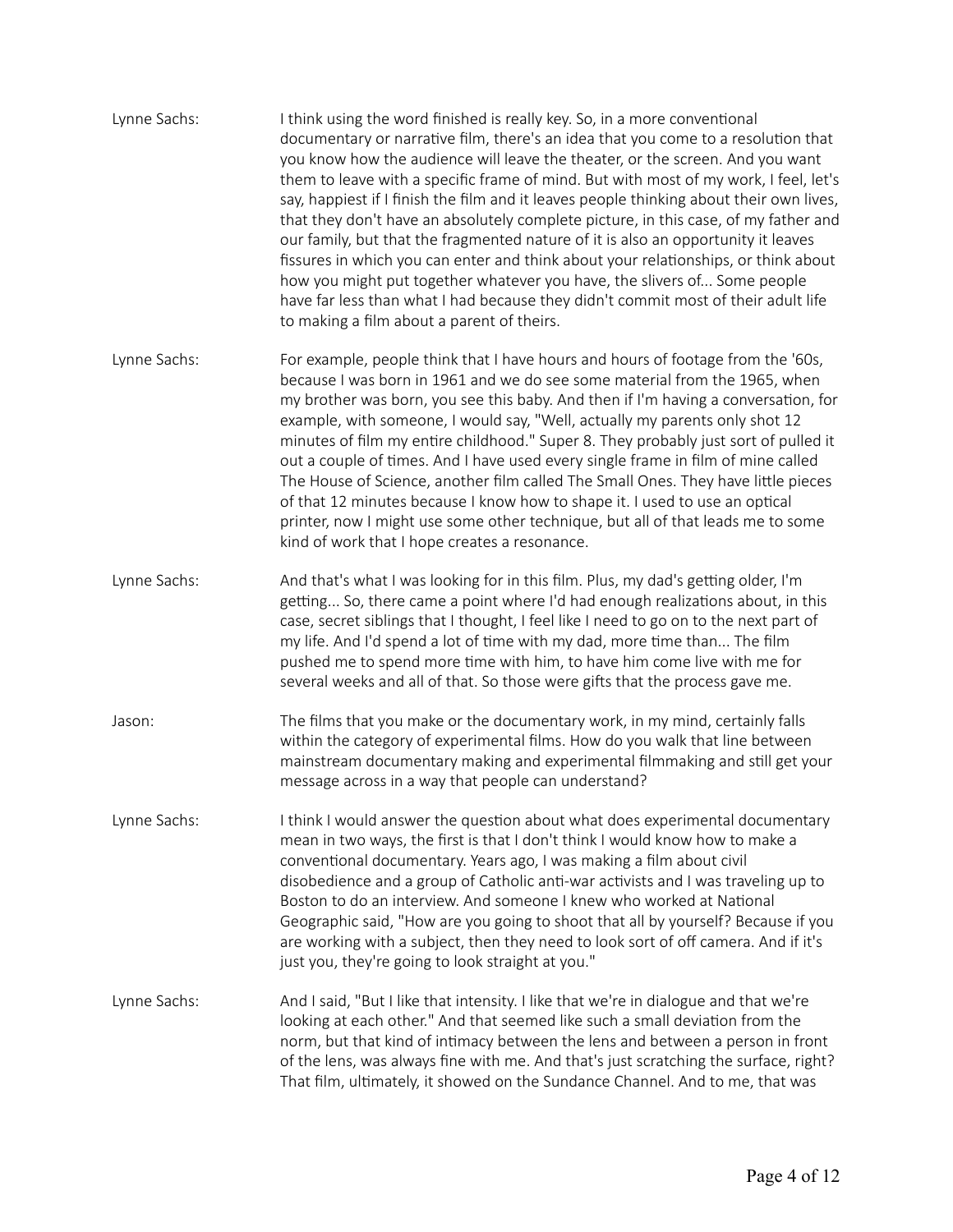**Lynne Sachs:** I think using the word finished is really key. So, in a more conventional documentary or narrative film, there's an idea that you come to a resolution that you know how the audience will leave the theater, or the screen. And you want them to leave with a specific frame of mind. But with most of my work, I feel, let's say, happiest if I finish the film and it leaves people thinking about their own lives, that they don't have an absolutely complete picture, in this case, of my father and our family, but that the fragmented nature of it is also an opportunity it leaves fissures in which you can enter and think about your relationships, or think about how you might put together whatever you have, the slivers of... Some people have far less than what I had because they didn't commit most of their adult life to making a film about a parent of theirs.

**Lynne Sachs:** For example, people think that I have hours and hours of footage from the '60s, because I was born in 1961 and we do see some material from the 1965, when my brother was born, you see this baby. And then if I'm having a conversation, for example, with someone, I would say, "Well, actually my parents only shot 12 minutes of film my entire childhood." Super 8. They probably just sort of pulled it out a couple of times. And I have used every single frame in film of mine called The House of Science, another film called The Small Ones. They have little pieces of that 12 minutes because I know how to shape it. I used to use an optical printer, now I might use some other technique, but all of that leads me to some kind of work that I hope creates a resonance.

**Lynne Sachs:** And that's what I was looking for in this film. Plus, my dad's getting older, I'm getting... So, there came a point where I'd had enough realizations about, in this case, secret siblings that I thought, I feel like I need to go on to the next part of my life. And I'd spend a lot of time with my dad, more time than... The film pushed me to spend more time with him, to have him come live with me for several weeks and all of that. So those were gifts that the process gave me.

**Jason:** The films that you make or the documentary work, in my mind, certainly falls within the category of experimental films. How do you walk that line between mainstream documentary making and experimental filmmaking and still get your message across in a way that people can understand?

**Lynne Sachs:** I think I would answer the question about what does experimental documentary mean in two ways, the first is that I don't think I would know how to make a conventional documentary. Years ago, I was making a film about civil disobedience and a group of Catholic anti-war activists and I was traveling up to Boston to do an interview. And someone I knew who worked at National Geographic said, "How are you going to shoot that all by yourself? Because if you are working with a subject, then they need to look sort of off camera. And if it's just you, they're going to look straight at you."

**Lynne Sachs:** And I said, "But I like that intensity. I like that we're in dialogue and that we're looking at each other." And that seemed like such a small deviation from the norm, but that kind of intimacy between the lens and between a person in front of the lens, was always fine with me. And that's just scratching the surface, right? That film, ultimately, it showed on the Sundance Channel. And to me, that was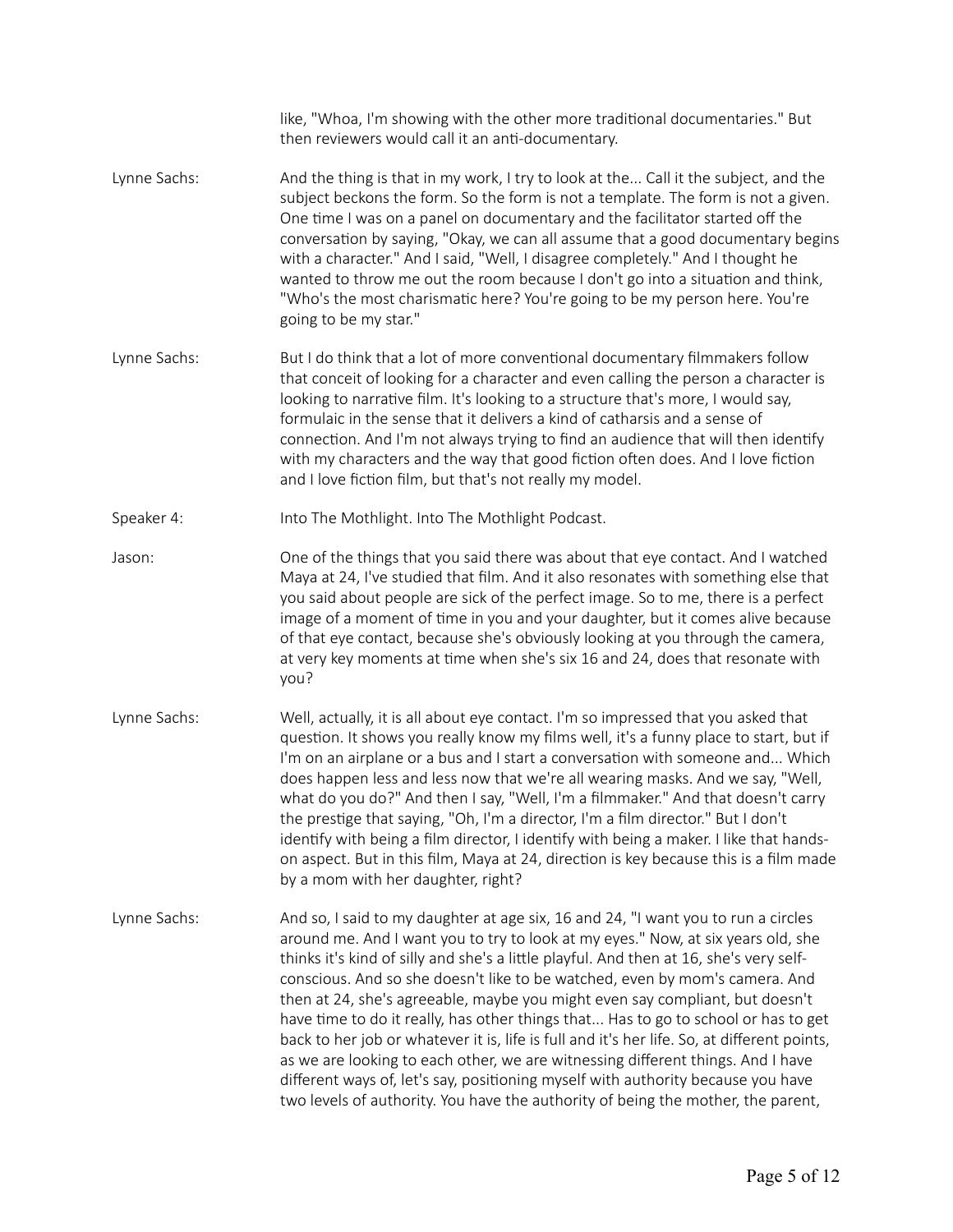like, "Whoa, I'm showing with the other more traditional documentaries." But then reviewers would call it an anti-documentary.

Lynne Sachs: And the thing is that in my work, I try to look at the... Call it the subject, and the subject beckons the form. So the form is not a template. The form is not a given. One time I was on a panel on documentary and the facilitator started off the conversation by saying, "Okay, we can all assume that a good documentary begins with a character." And I said, "Well, I disagree completely." And I thought he wanted to throw me out the room because I don't go into a situation and think, "Who's the most charismatic here? You're going to be my person here. You're going to be my star."

Lynne Sachs: But I do think that a lot of more conventional documentary filmmakers follow that conceit of looking for a character and even calling the person a character is looking to narrative film. It's looking to a structure that's more, I would say, formulaic in the sense that it delivers a kind of catharsis and a sense of connection. And I'm not always trying to find an audience that will then identify with my characters and the way that good fiction often does. And I love fiction and I love fiction film, but that's not really my model.

Speaker 4: Into The Mothlight. Into The Mothlight Podcast.

Jason: One of the things that you said there was about that eye contact. And I watched Maya at 24, I've studied that film. And it also resonates with something else that you said about people are sick of the perfect image. So to me, there is a perfect image of a moment of time in you and your daughter, but it comes alive because of that eye contact, because she's obviously looking at you through the camera, at very key moments at time when she's six 16 and 24, does that resonate with you?

Lynne Sachs: Well, actually, it is all about eye contact. I'm so impressed that you asked that question. It shows you really know my films well, it's a funny place to start, but if I'm on an airplane or a bus and I start a conversation with someone and... Which does happen less and less now that we're all wearing masks. And we say, "Well, what do you do?" And then I say, "Well, I'm a filmmaker." And that doesn't carry the prestige that saying, "Oh, I'm a director, I'm a film director." But I don't identify with being a film director, I identify with being a maker. I like that hands-on aspect. But in this film, Maya at 24, direction is key because this is a film made by a mom with her daughter, right?

Lynne Sachs: And so, I said to my daughter at age six, 16 and 24, "I want you to run a circles around me. And I want you to try to look at my eyes." Now, at six years old, she thinks it's kind of silly and she's a little playful. And then at 16, she's very self-conscious. And so she doesn't like to be watched, even by mom's camera. And then at 24, she's agreeable, maybe you might even say compliant, but doesn't have time to do it really, has other things that... Has to go to school or has to get back to her job or whatever it is, life is full and it's her life. So, at different points, as we are looking to each other, we are witnessing different things. And I have different ways of, let's say, positioning myself with authority because you have two levels of authority. You have the authority of being the mother, the parent,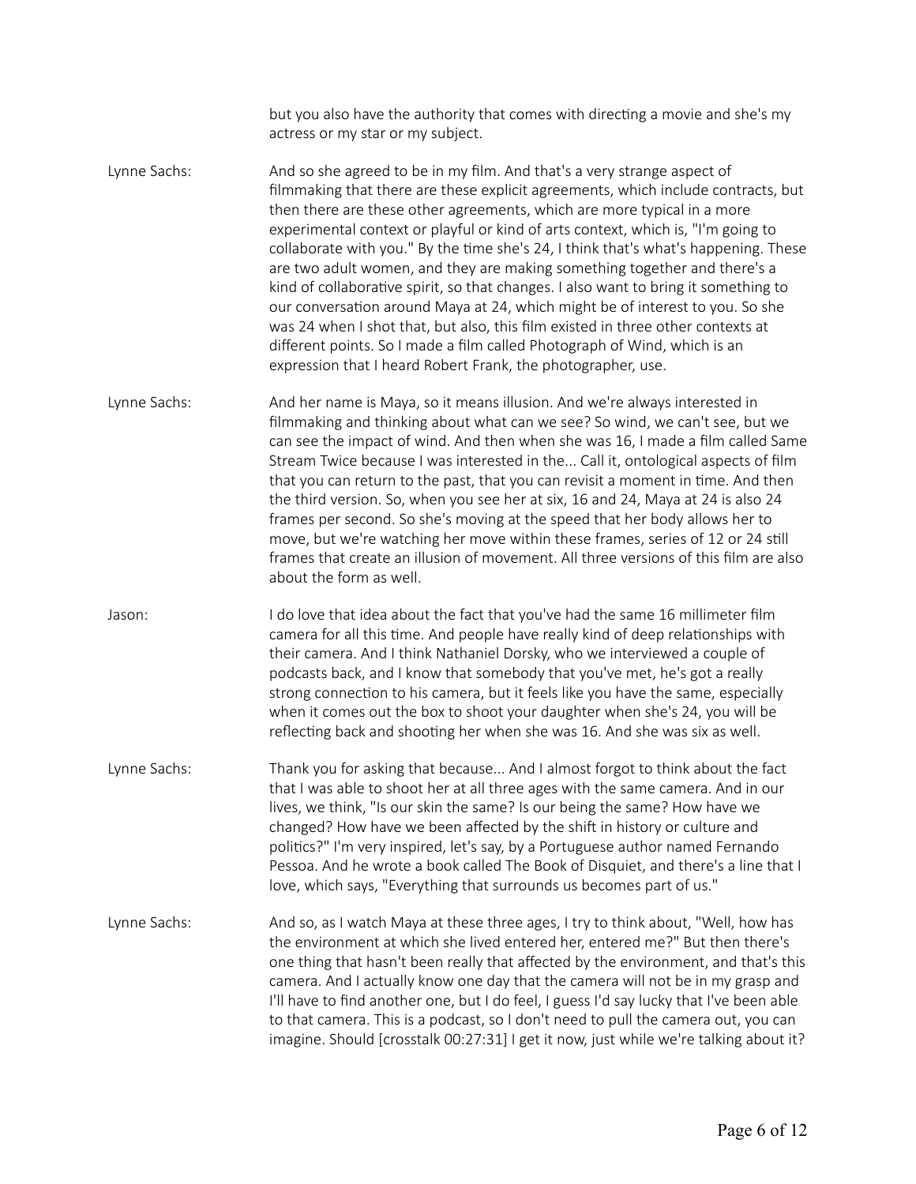but you also have the authority that comes with directing a movie and she's my actress or my star or my subject.

Lynne Sachs: And so she agreed to be in my film. And that's a very strange aspect of filmmaking that there are these explicit agreements, which include contracts, but then there are these other agreements, which are more typical in a more experimental context or playful or kind of arts context, which is, "I'm going to collaborate with you." By the time she's 24, I think that's what's happening. These are two adult women, and they are making something together and there's a kind of collaborative spirit, so that changes. I also want to bring it something to our conversation around Maya at 24, which might be of interest to you. So she was 24 when I shot that, but also, this film existed in three other contexts at different points. So I made a film called Photograph of Wind, which is an expression that I heard Robert Frank, the photographer, use.

Lynne Sachs: And her name is Maya, so it means illusion. And we're always interested in filmmaking and thinking about what can we see? So wind, we can't see, but we can see the impact of wind. And then when she was 16, I made a film called Same Stream Twice because I was interested in the... Call it, ontological aspects of film that you can return to the past, that you can revisit a moment in time. And then the third version. So, when you see her at six, 16 and 24, Maya at 24 is also 24 frames per second. So she's moving at the speed that her body allows her to move, but we're watching her move within these frames, series of 12 or 24 still frames that create an illusion of movement. All three versions of this film are also about the form as well.

Jason: I do love that idea about the fact that you've had the same 16 millimeter film camera for all this time. And people have really kind of deep relationships with their camera. And I think Nathaniel Dorsky, who we interviewed a couple of podcasts back, and I know that somebody that you've met, he's got a really strong connection to his camera, but it feels like you have the same, especially when it comes out the box to shoot your daughter when she's 24, you will be reflecting back and shooting her when she was 16. And she was six as well.

Lynne Sachs: Thank you for asking that because... And I almost forgot to think about the fact that I was able to shoot her at all three ages with the same camera. And in our lives, we think, "Is our skin the same? Is our being the same? How have we changed? How have we been affected by the shift in history or culture and politics?" I'm very inspired, let's say, by a Portuguese author named Fernando Pessoa. And he wrote a book called The Book of Disquiet, and there's a line that I love, which says, "Everything that surrounds us becomes part of us."

Lynne Sachs: And so, as I watch Maya at these three ages, I try to think about, "Well, how has the environment at which she lived entered her, entered me?" But then there's one thing that hasn't been really that affected by the environment, and that's this camera. And I actually know one day that the camera will not be in my grasp and I'll have to find another one, but I do feel, I guess I'd say lucky that I've been able to that camera. This is a podcast, so I don't need to pull the camera out, you can imagine. Should [crosstalk 00:27:31] I get it now, just while we're talking about it?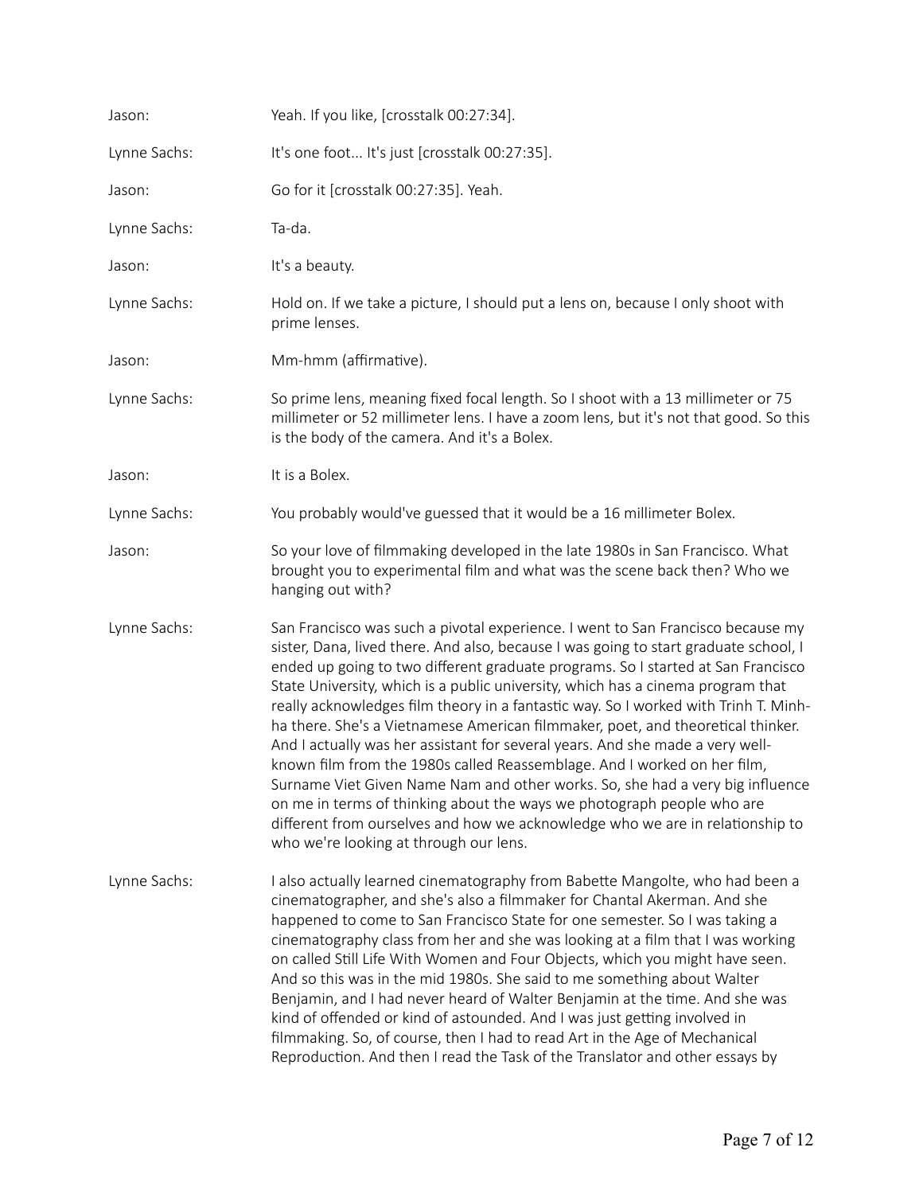Jason: Yeah. If you like, [crosstalk 00:27:34].

Lynne Sachs: It's one foot... It's just [crosstalk 00:27:35].

Jason: Go for it [crosstalk 00:27:35]. Yeah.

Lynne Sachs: Ta-da.

Jason: It's a beauty.

Lynne Sachs: Hold on. If we take a picture, I should put a lens on, because I only shoot with prime lenses.

Jason: Mm-hmm (affirmative).

Lynne Sachs: So prime lens, meaning fixed focal length. So I shoot with a 13 millimeter or 75 millimeter or 52 millimeter lens. I have a zoom lens, but it's not that good. So this is the body of the camera. And it's a Bolex.

Jason: It is a Bolex.

Lynne Sachs: You probably would've guessed that it would be a 16 millimeter Bolex.

Jason: So your love of filmmaking developed in the late 1980s in San Francisco. What brought you to experimental film and what was the scene back then? Who we hanging out with?

Lynne Sachs: San Francisco was such a pivotal experience. I went to San Francisco because my sister, Dana, lived there. And also, because I was going to start graduate school, I ended up going to two different graduate programs. So I started at San Francisco State University, which is a public university, which has a cinema program that really acknowledges film theory in a fantastic way. So I worked with Trinh T. Minh-ha there. She's a Vietnamese American filmmaker, poet, and theoretical thinker. And I actually was her assistant for several years. And she made a very well-known film from the 1980s called Reassemblage. And I worked on her film, Surname Viet Given Name Nam and other works. So, she had a very big influence on me in terms of thinking about the ways we photograph people who are different from ourselves and how we acknowledge who we are in relationship to who we're looking at through our lens.

Lynne Sachs: I also actually learned cinematography from Babette Mangolte, who had been a cinematographer, and she's also a filmmaker for Chantal Akerman. And she happened to come to San Francisco State for one semester. So I was taking a cinematography class from her and she was looking at a film that I was working on called Still Life With Women and Four Objects, which you might have seen. And so this was in the mid 1980s. She said to me something about Walter Benjamin, and I had never heard of Walter Benjamin at the time. And she was kind of offended or kind of astounded. And I was just getting involved in filmmaking. So, of course, then I had to read Art in the Age of Mechanical Reproduction. And then I read the Task of the Translator and other essays by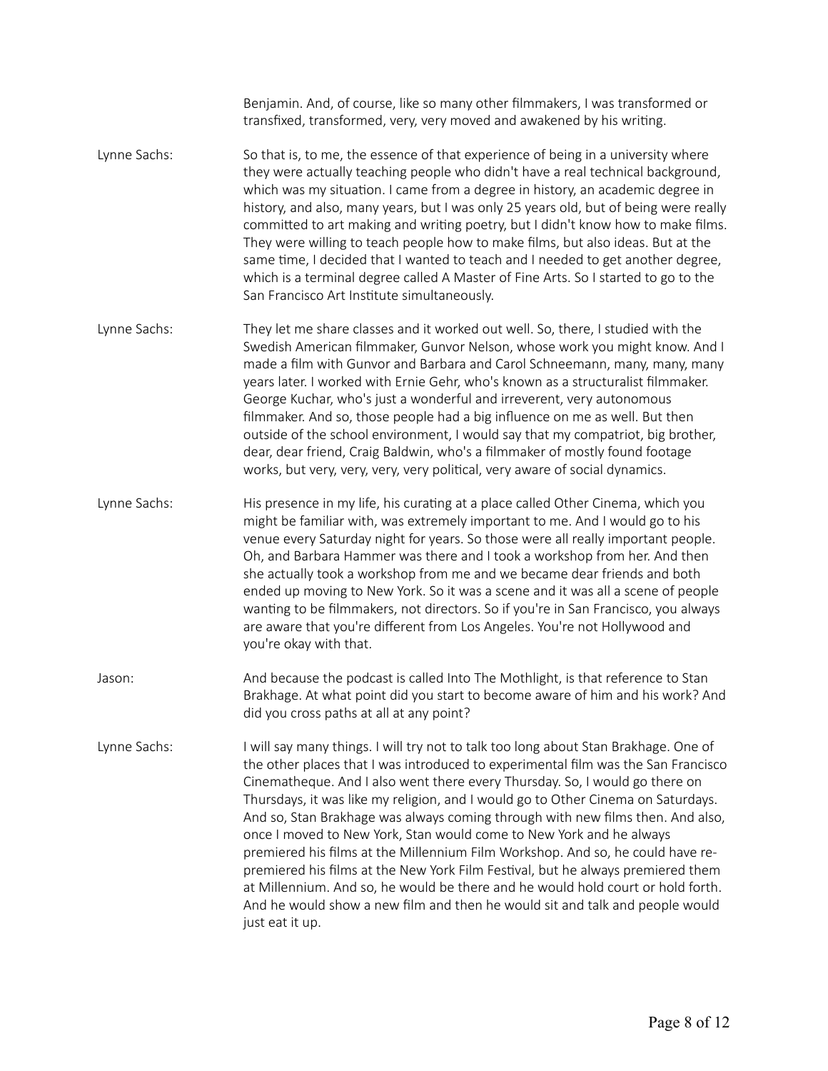Benjamin. And, of course, like so many other filmmakers, I was transformed or transfixed, transformed, very, very moved and awakened by his writing.

Lynne Sachs: So that is, to me, the essence of that experience of being in a university where they were actually teaching people who didn't have a real technical background, which was my situation. I came from a degree in history, an academic degree in history, and also, many years, but I was only 25 years old, but of being were really committed to art making and writing poetry, but I didn't know how to make films. They were willing to teach people how to make films, but also ideas. But at the same time, I decided that I wanted to teach and I needed to get another degree, which is a terminal degree called A Master of Fine Arts. So I started to go to the San Francisco Art Institute simultaneously.

Lynne Sachs: They let me share classes and it worked out well. So, there, I studied with the Swedish American filmmaker, Gunvor Nelson, whose work you might know. And I made a film with Gunvor and Barbara and Carol Schneemann, many, many, many years later. I worked with Ernie Gehr, who's known as a structuralist filmmaker. George Kuchar, who's just a wonderful and irreverent, very autonomous filmmaker. And so, those people had a big influence on me as well. But then outside of the school environment, I would say that my compatriot, big brother, dear, dear friend, Craig Baldwin, who's a filmmaker of mostly found footage works, but very, very, very, very political, very aware of social dynamics.

Lynne Sachs: His presence in my life, his curating at a place called Other Cinema, which you might be familiar with, was extremely important to me. And I would go to his venue every Saturday night for years. So those were all really important people. Oh, and Barbara Hammer was there and I took a workshop from her. And then she actually took a workshop from me and we became dear friends and both ended up moving to New York. So it was a scene and it was all a scene of people wanting to be filmmakers, not directors. So if you're in San Francisco, you always are aware that you're different from Los Angeles. You're not Hollywood and you're okay with that.

Jason: And because the podcast is called Into The Mothlight, is that reference to Stan Brakhage. At what point did you start to become aware of him and his work? And did you cross paths at all at any point?

Lynne Sachs: I will say many things. I will try not to talk too long about Stan Brakhage. One of the other places that I was introduced to experimental film was the San Francisco Cinematheque. And I also went there every Thursday. So, I would go there on Thursdays, it was like my religion, and I would go to Other Cinema on Saturdays. And so, Stan Brakhage was always coming through with new films then. And also, once I moved to New York, Stan would come to New York and he always premiered his films at the Millennium Film Workshop. And so, he could have re-premiered his films at the New York Film Festival, but he always premiered them at Millennium. And so, he would be there and he would hold court or hold forth. And he would show a new film and then he would sit and talk and people would just eat it up.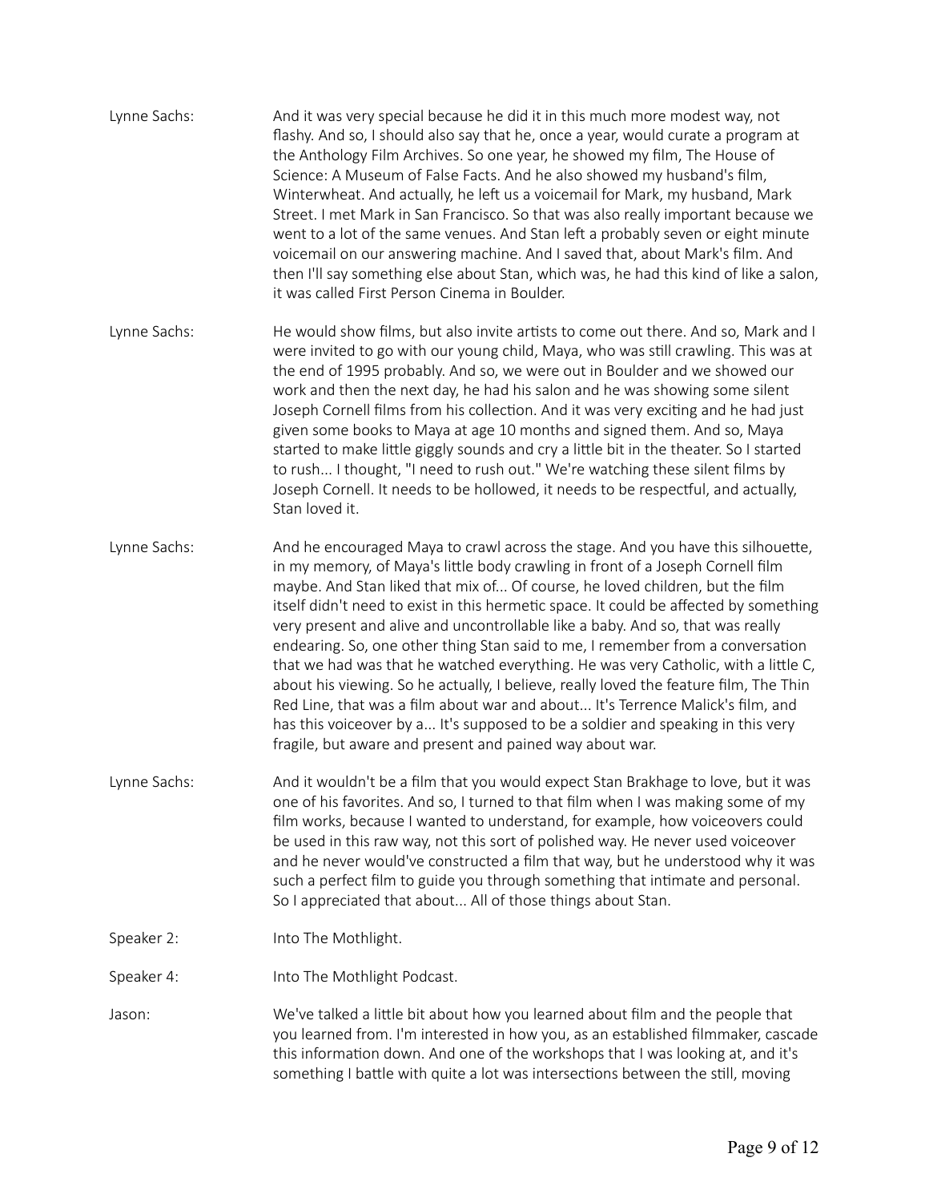Lynne Sachs: And it was very special because he did it in this much more modest way, not flashy. And so, I should also say that he, once a year, would curate a program at the Anthology Film Archives. So one year, he showed my film, The House of Science: A Museum of False Facts. And he also showed my husband's film, Winterwheat. And actually, he left us a voicemail for Mark, my husband, Mark Street. I met Mark in San Francisco. So that was also really important because we went to a lot of the same venues. And Stan left a probably seven or eight minute voicemail on our answering machine. And I saved that, about Mark's film. And then I'll say something else about Stan, which was, he had this kind of like a salon, it was called First Person Cinema in Boulder.

Lynne Sachs: He would show films, but also invite artists to come out there. And so, Mark and I were invited to go with our young child, Maya, who was still crawling. This was at the end of 1995 probably. And so, we were out in Boulder and we showed our work and then the next day, he had his salon and he was showing some silent Joseph Cornell films from his collection. And it was very exciting and he had just given some books to Maya at age 10 months and signed them. And so, Maya started to make little giggly sounds and cry a little bit in the theater. So I started to rush... I thought, "I need to rush out." We're watching these silent films by Joseph Cornell. It needs to be hollowed, it needs to be respectful, and actually, Stan loved it.

Lynne Sachs: And he encouraged Maya to crawl across the stage. And you have this silhouette, in my memory, of Maya's little body crawling in front of a Joseph Cornell film maybe. And Stan liked that mix of... Of course, he loved children, but the film itself didn't need to exist in this hermetic space. It could be affected by something very present and alive and uncontrollable like a baby. And so, that was really endearing. So, one other thing Stan said to me, I remember from a conversation that we had was that he watched everything. He was very Catholic, with a little C, about his viewing. So he actually, I believe, really loved the feature film, The Thin Red Line, that was a film about war and about... It's Terrence Malick's film, and has this voiceover by a... It's supposed to be a soldier and speaking in this very fragile, but aware and present and pained way about war.

Lynne Sachs: And it wouldn't be a film that you would expect Stan Brakhage to love, but it was one of his favorites. And so, I turned to that film when I was making some of my film works, because I wanted to understand, for example, how voiceovers could be used in this raw way, not this sort of polished way. He never used voiceover and he never would've constructed a film that way, but he understood why it was such a perfect film to guide you through something that intimate and personal. So I appreciated that about... All of those things about Stan.

Speaker 2: Into The Mothlight.

Speaker 4: Into The Mothlight Podcast.

Jason: We've talked a little bit about how you learned about film and the people that you learned from. I'm interested in how you, as an established filmmaker, cascade this information down. And one of the workshops that I was looking at, and it's something I battle with quite a lot was intersections between the still, moving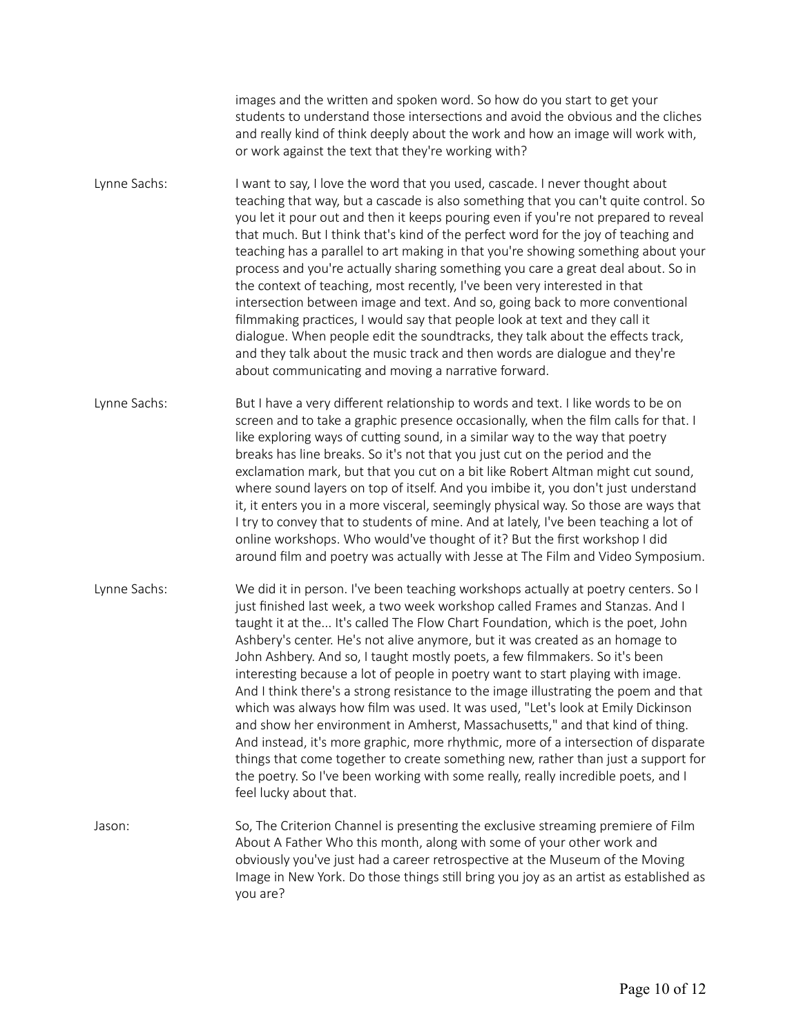images and the written and spoken word. So how do you start to get your students to understand those intersections and avoid the obvious and the cliches and really kind of think deeply about the work and how an image will work with, or work against the text that they're working with?

**Lynne Sachs:** I want to say, I love the word that you used, cascade. I never thought about teaching that way, but a cascade is also something that you can't quite control. So you let it pour out and then it keeps pouring even if you're not prepared to reveal that much. But I think that's kind of the perfect word for the joy of teaching and teaching has a parallel to art making in that you're showing something about your process and you're actually sharing something you care a great deal about. So in the context of teaching, most recently, I've been very interested in that intersection between image and text. And so, going back to more conventional filmmaking practices, I would say that people look at text and they call it dialogue. When people edit the soundtracks, they talk about the effects track, and they talk about the music track and then words are dialogue and they're about communicating and moving a narrative forward.

**Lynne Sachs:** But I have a very different relationship to words and text. I like words to be on screen and to take a graphic presence occasionally, when the film calls for that. I like exploring ways of cutting sound, in a similar way to the way that poetry breaks has line breaks. So it's not that you just cut on the period and the exclamation mark, but that you cut on a bit like Robert Altman might cut sound, where sound layers on top of itself. And you imbibe it, you don't just understand it, it enters you in a more visceral, seemingly physical way. So those are ways that I try to convey that to students of mine. And at lately, I've been teaching a lot of online workshops. Who would've thought of it? But the first workshop I did around film and poetry was actually with Jesse at The Film and Video Symposium.

**Lynne Sachs:** We did it in person. I've been teaching workshops actually at poetry centers. So I just finished last week, a two week workshop called Frames and Stanzas. And I taught it at the... It's called The Flow Chart Foundation, which is the poet, John Ashbery's center. He's not alive anymore, but it was created as an homage to John Ashbery. And so, I taught mostly poets, a few filmmakers. So it's been interesting because a lot of people in poetry want to start playing with image. And I think there's a strong resistance to the image illustrating the poem and that which was always how film was used. It was used, "Let's look at Emily Dickinson and show her environment in Amherst, Massachusetts," and that kind of thing. And instead, it's more graphic, more rhythmic, more of a intersection of disparate things that come together to create something new, rather than just a support for the poetry. So I've been working with some really, really incredible poets, and I feel lucky about that.

**Jason:** So, The Criterion Channel is presenting the exclusive streaming premiere of Film About A Father Who this month, along with some of your other work and obviously you've just had a career retrospective at the Museum of the Moving Image in New York. Do those things still bring you joy as an artist as established as you are?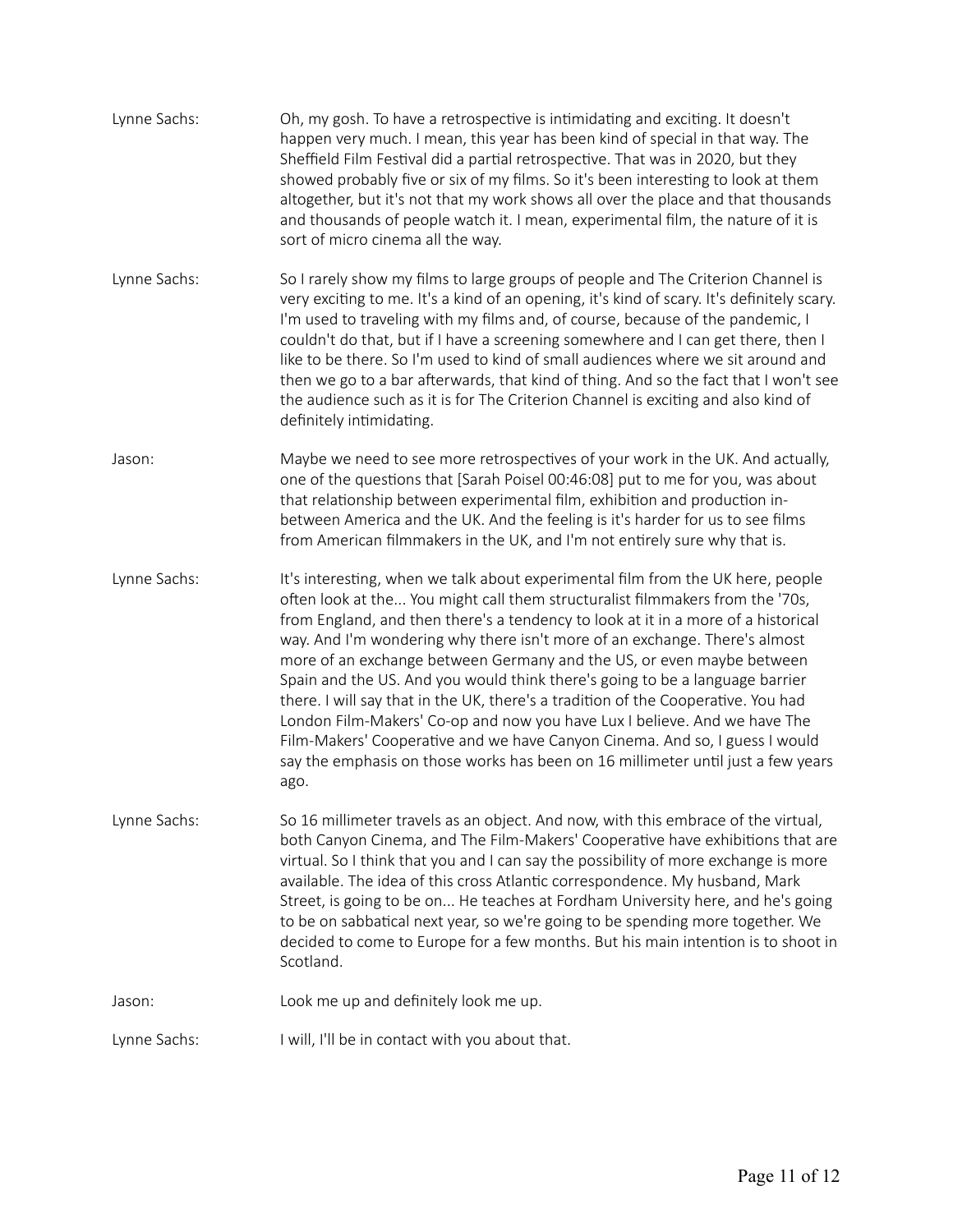Lynne Sachs: Oh, my gosh. To have a retrospective is intimidating and exciting. It doesn't happen very much. I mean, this year has been kind of special in that way. The Sheffield Film Festival did a partial retrospective. That was in 2020, but they showed probably five or six of my films. So it's been interesting to look at them altogether, but it's not that my work shows all over the place and that thousands and thousands of people watch it. I mean, experimental film, the nature of it is sort of micro cinema all the way.

Lynne Sachs: So I rarely show my films to large groups of people and The Criterion Channel is very exciting to me. It's a kind of an opening, it's kind of scary. It's definitely scary. I'm used to traveling with my films and, of course, because of the pandemic, I couldn't do that, but if I have a screening somewhere and I can get there, then I like to be there. So I'm used to kind of small audiences where we sit around and then we go to a bar afterwards, that kind of thing. And so the fact that I won't see the audience such as it is for The Criterion Channel is exciting and also kind of definitely intimidating.

Jason: Maybe we need to see more retrospectives of your work in the UK. And actually, one of the questions that [Sarah Poisel 00:46:08] put to me for you, was about that relationship between experimental film, exhibition and production in-between America and the UK. And the feeling is it's harder for us to see films from American filmmakers in the UK, and I'm not entirely sure why that is.

Lynne Sachs: It's interesting, when we talk about experimental film from the UK here, people often look at the... You might call them structuralist filmmakers from the '70s, from England, and then there's a tendency to look at it in a more of a historical way. And I'm wondering why there isn't more of an exchange. There's almost more of an exchange between Germany and the US, or even maybe between Spain and the US. And you would think there's going to be a language barrier there. I will say that in the UK, there's a tradition of the Cooperative. You had London Film-Makers' Co-op and now you have Lux I believe. And we have The Film-Makers' Cooperative and we have Canyon Cinema. And so, I guess I would say the emphasis on those works has been on 16 millimeter until just a few years ago.

Lynne Sachs: So 16 millimeter travels as an object. And now, with this embrace of the virtual, both Canyon Cinema, and The Film-Makers' Cooperative have exhibitions that are virtual. So I think that you and I can say the possibility of more exchange is more available. The idea of this cross Atlantic correspondence. My husband, Mark Street, is going to be on... He teaches at Fordham University here, and he's going to be on sabbatical next year, so we're going to be spending more together. We decided to come to Europe for a few months. But his main intention is to shoot in Scotland.

Jason: Look me up and definitely look me up.

Lynne Sachs: I will, I'll be in contact with you about that.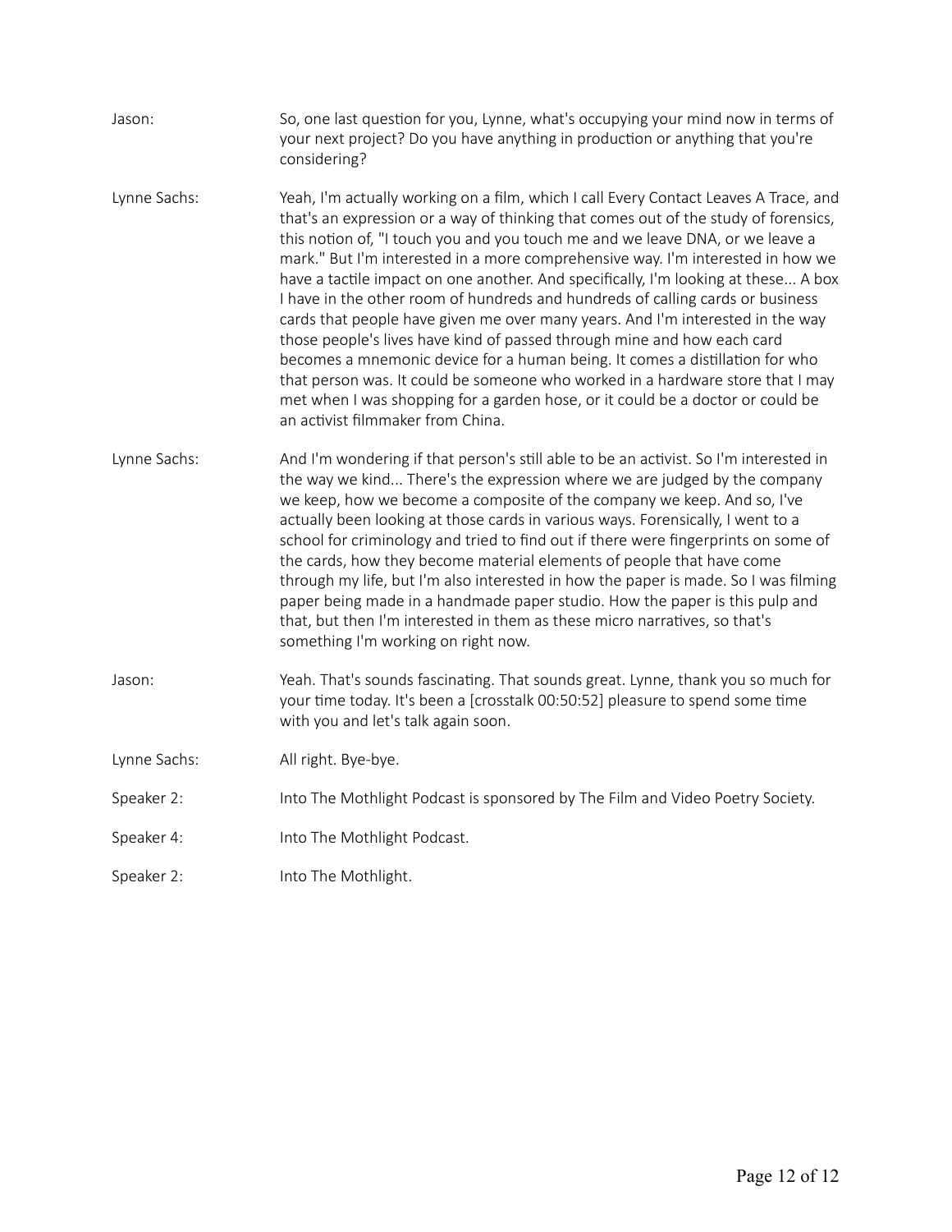Jason: So, one last question for you, Lynne, what's occupying your mind now in terms of your next project? Do you have anything in production or anything that you're considering?

Lynne Sachs: Yeah, I'm actually working on a film, which I call Every Contact Leaves A Trace, and that's an expression or a way of thinking that comes out of the study of forensics, this notion of, "I touch you and you touch me and we leave DNA, or we leave a mark." But I'm interested in a more comprehensive way. I'm interested in how we have a tactile impact on one another. And specifically, I'm looking at these... A box I have in the other room of hundreds and hundreds of calling cards or business cards that people have given me over many years. And I'm interested in the way those people's lives have kind of passed through mine and how each card becomes a mnemonic device for a human being. It comes a distillation for who that person was. It could be someone who worked in a hardware store that I may met when I was shopping for a garden hose, or it could be a doctor or could be an activist filmmaker from China.

Lynne Sachs: And I'm wondering if that person's still able to be an activist. So I'm interested in the way we kind... There's the expression where we are judged by the company we keep, how we become a composite of the company we keep. And so, I've actually been looking at those cards in various ways. Forensically, I went to a school for criminology and tried to find out if there were fingerprints on some of the cards, how they become material elements of people that have come through my life, but I'm also interested in how the paper is made. So I was filming paper being made in a handmade paper studio. How the paper is this pulp and that, but then I'm interested in them as these micro narratives, so that's something I'm working on right now.

Jason: Yeah. That's sounds fascinating. That sounds great. Lynne, thank you so much for your time today. It's been a [crosstalk 00:50:52] pleasure to spend some time with you and let's talk again soon.

Lynne Sachs: All right. Bye-bye.

Speaker 2: Into The Mothlight Podcast is sponsored by The Film and Video Poetry Society.

Speaker 4: Into The Mothlight Podcast.

Speaker 2: Into The Mothlight.